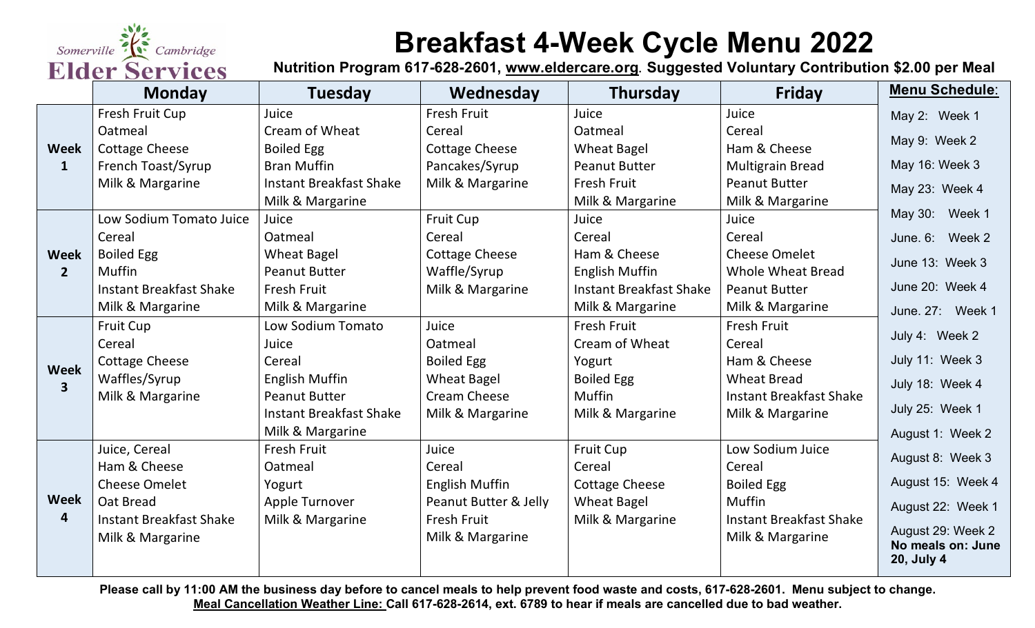Somerville Cambridge **Elder Services**

# Breakfast 4-Week Cycle Menu 2022

**Nutrition Program 617-628-2601, www.eldercare.org. Suggested Voluntary Contribution $2.00 per Meal**

| | Monday | Tuesday | Wednesday | Thursday | Friday |
|---|---|---|---|---|---|
| **Week 1** | Fresh Fruit Cup<br>Oatmeal<br>Cottage Cheese<br>French Toast/Syrup<br>Milk & Margarine | Juice<br>Cream of Wheat<br>Boiled Egg<br>Bran Muffin<br>Instant Breakfast Shake<br>Milk & Margarine | Fresh Fruit<br>Cereal<br>Cottage Cheese<br>Pancakes/Syrup<br>Milk & Margarine | Juice<br>Oatmeal<br>Wheat Bagel<br>Peanut Butter<br>Fresh Fruit<br>Milk & Margarine | Juice<br>Cereal<br>Ham & Cheese<br>Multigrain Bread<br>Peanut Butter<br>Milk & Margarine |
| **Week 2** | Low Sodium Tomato Juice<br>Cereal<br>Boiled Egg<br>Muffin<br>Instant Breakfast Shake<br>Milk & Margarine | Juice<br>Oatmeal<br>Wheat Bagel<br>Peanut Butter<br>Fresh Fruit<br>Milk & Margarine | Fruit Cup<br>Cereal<br>Cottage Cheese<br>Waffle/Syrup<br>Milk & Margarine | Juice<br>Cereal<br>Ham & Cheese<br>English Muffin<br>Instant Breakfast Shake<br>Milk & Margarine | Juice<br>Cereal<br>Cheese Omelet<br>Whole Wheat Bread<br>Peanut Butter<br>Milk & Margarine |
| **Week 3** | Fruit Cup<br>Cereal<br>Cottage Cheese<br>Waffles/Syrup<br>Milk & Margarine | Low Sodium Tomato Juice<br>Cereal<br>English Muffin<br>Peanut Butter<br>Instant Breakfast Shake<br>Milk & Margarine | Juice<br>Oatmeal<br>Boiled Egg<br>Wheat Bagel<br>Cream Cheese<br>Milk & Margarine | Fresh Fruit<br>Cream of Wheat<br>Yogurt<br>Boiled Egg<br>Muffin<br>Milk & Margarine | Fresh Fruit<br>Cereal<br>Ham & Cheese<br>Wheat Bread<br>Instant Breakfast Shake<br>Milk & Margarine |
| **Week 4** | Juice, Cereal<br>Ham & Cheese<br>Cheese Omelet<br>Oat Bread<br>Instant Breakfast Shake<br>Milk & Margarine | Fresh Fruit<br>Oatmeal<br>Yogurt<br>Apple Turnover<br>Milk & Margarine | Juice<br>Cereal<br>English Muffin<br>Peanut Butter & Jelly<br>Fresh Fruit<br>Milk & Margarine | Fruit Cup<br>Cereal<br>Cottage Cheese<br>Wheat Bagel<br>Milk & Margarine | Low Sodium Juice<br>Cereal<br>Boiled Egg<br>Muffin<br>Instant Breakfast Shake<br>Milk & Margarine |

**Menu Schedule:**

- May 2: Week 1
- May 9: Week 2
- May 16: Week 3
- May 23: Week 4
- May 30: Week 1
- June. 6: Week 2
- June 13: Week 3
- June 20: Week 4
- June. 27: Week 1
- July 4: Week 2
- July 11: Week 3
- July 18: Week 4
- July 25: Week 1
- August 1: Week 2
- August 8: Week 3
- August 15: Week 4
- August 22: Week 1
- August 29: Week 2

**No meals on: June 20, July 4**

**Please call by 11:00 AM the business day before to cancel meals to help prevent food waste and costs, 617-628-2601. Menu subject to change.**
**Meal Cancellation Weather Line: Call 617-628-2614, ext. 6789 to hear if meals are cancelled due to bad weather.**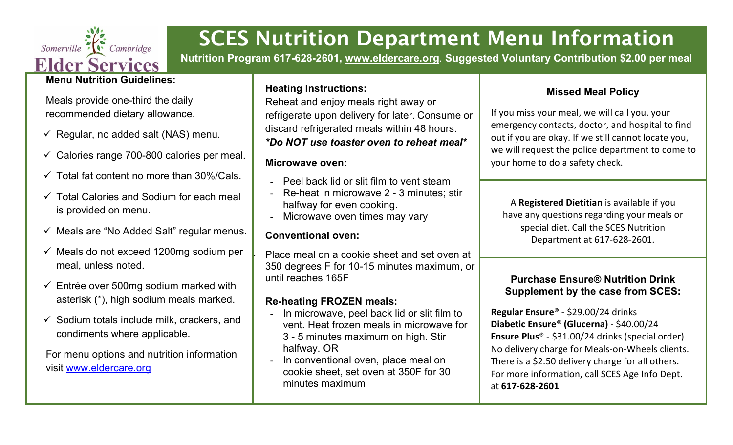Somerville Cambridge Elder Services

# SCES Nutrition Department Menu Information

**Nutrition Program 617-628-2601, www.eldercare.org. Suggested Voluntary Contribution $2.00 per meal**

## Menu Nutrition Guidelines:

Meals provide one-third the daily recommended dietary allowance.

- ✓ Regular, no added salt (NAS) menu.
- ✓ Calories range 700-800 calories per meal.
- ✓ Total fat content no more than 30%/Cals.
- ✓ Total Calories and Sodium for each meal is provided on menu.
- ✓ Meals are "No Added Salt" regular menus.
- ✓ Meals do not exceed 1200mg sodium per meal, unless noted.
- ✓ Entrée over 500mg sodium marked with asterisk (*), high sodium meals marked.
- ✓ Sodium totals include milk, crackers, and condiments where applicable.

For menu options and nutrition information visit www.eldercare.org

## Heating Instructions:

Reheat and enjoy meals right away or refrigerate upon delivery for later. Consume or discard refrigerated meals within 48 hours.
***Do NOT use toaster oven to reheat meal***

### Microwave oven:

- Peel back lid or slit film to vent steam
- Re-heat in microwave 2 - 3 minutes; stir halfway for even cooking.
- Microwave oven times may vary

### Conventional oven:

Place meal on a cookie sheet and set oven at 350 degrees F for 10-15 minutes maximum, or until reaches 165F

### Re-heating FROZEN meals:

- In microwave, peel back lid or slit film to vent. Heat frozen meals in microwave for 3 - 5 minutes maximum on high. Stir halfway. OR
- In conventional oven, place meal on cookie sheet, set oven at 350F for 30 minutes maximum

## Missed Meal Policy

If you miss your meal, we will call you, your emergency contacts, doctor, and hospital to find out if you are okay. If we still cannot locate you, we will request the police department to come to your home to do a safety check.

A **Registered Dietitian** is available if you have any questions regarding your meals or special diet. Call the SCES Nutrition Department at 617-628-2601.

## Purchase Ensure® Nutrition Drink Supplement by the case from SCES:

**Regular Ensure®** - $29.00/24 drinks
**Diabetic Ensure® (Glucerna)** - $40.00/24
**Ensure Plus®** - $31.00/24 drinks (special order)
No delivery charge for Meals-on-Wheels clients.
There is a $2.50 delivery charge for all others.
For more information, call SCES Age Info Dept. at **617-628-2601**